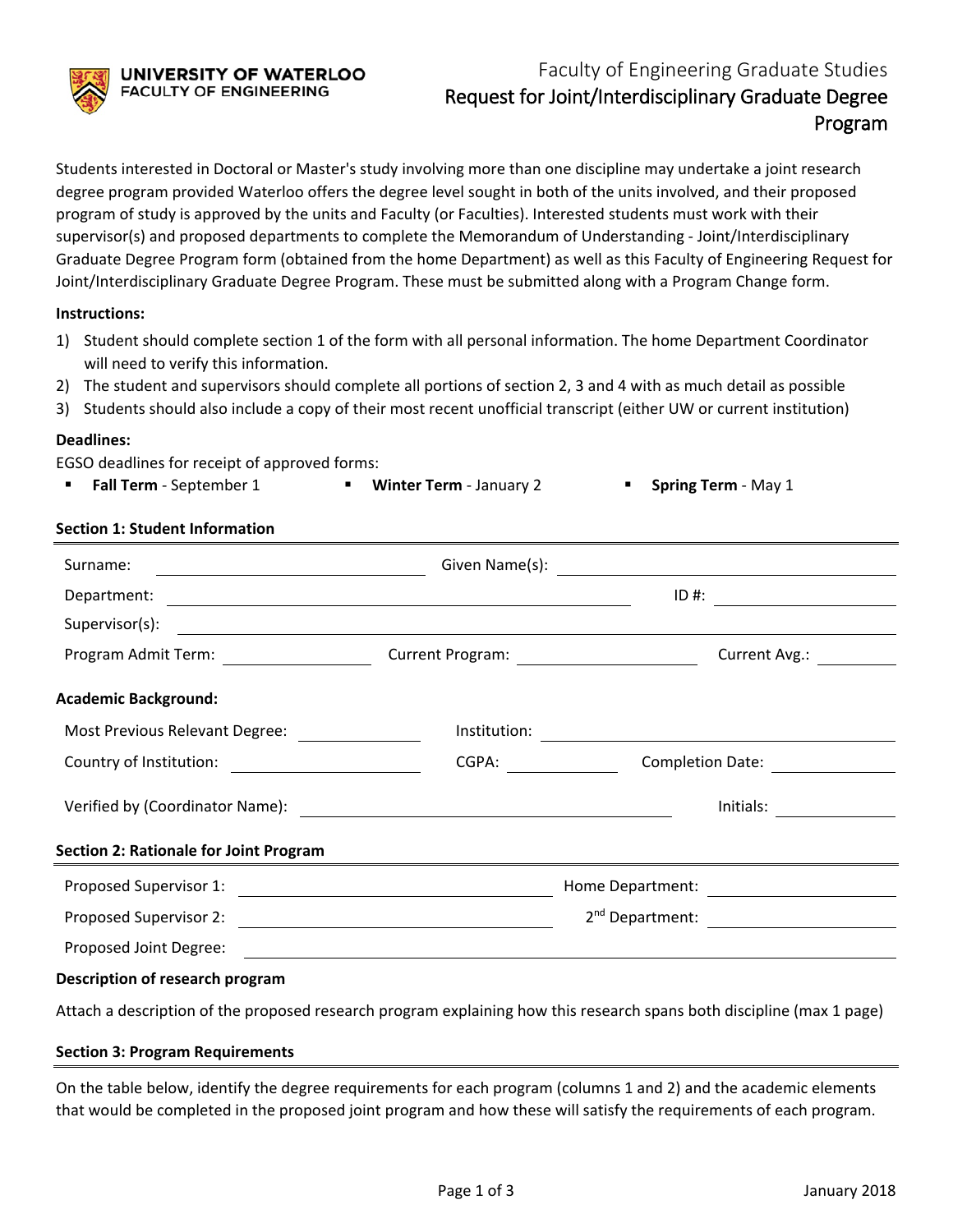UNIVERSITY OF WATERLOO
FACULTY OF ENGINEERING

# Faculty of Engineering Graduate Studies
## Request for Joint/Interdisciplinary Graduate Degree Program

Students interested in Doctoral or Master's study involving more than one discipline may undertake a joint research degree program provided Waterloo offers the degree level sought in both of the units involved, and their proposed program of study is approved by the units and Faculty (or Faculties). Interested students must work with their supervisor(s) and proposed departments to complete the Memorandum of Understanding - Joint/Interdisciplinary Graduate Degree Program form (obtained from the home Department) as well as this Faculty of Engineering Request for Joint/Interdisciplinary Graduate Degree Program. These must be submitted along with a Program Change form.

**Instructions:**

1) Student should complete section 1 of the form with all personal information. The home Department Coordinator will need to verify this information.
2) The student and supervisors should complete all portions of section 2, 3 and 4 with as much detail as possible
3) Students should also include a copy of their most recent unofficial transcript (either UW or current institution)

**Deadlines:**

EGSO deadlines for receipt of approved forms:

- **Fall Term** - September 1
- **Winter Term** - January 2
- **Spring Term** - May 1

**Section 1: Student Information**

Surname: ____________________ Given Name(s): ____________________

Department: ____________________ ID #: ____________________

Supervisor(s): ____________________

Program Admit Term: ____________ Current Program: ____________ Current Avg.: ____________

**Academic Background:**

Most Previous Relevant Degree: ____________ Institution: ____________________

Country of Institution: ____________ CGPA: ____________ Completion Date: ____________

Verified by (Coordinator Name): ____________________ Initials: ____________

**Section 2: Rationale for Joint Program**

Proposed Supervisor 1: ____________________ Home Department: ____________________

Proposed Supervisor 2: ____________________ 2nd Department: ____________________

Proposed Joint Degree: ____________________

**Description of research program**

Attach a description of the proposed research program explaining how this research spans both discipline (max 1 page)

**Section 3: Program Requirements**

On the table below, identify the degree requirements for each program (columns 1 and 2) and the academic elements that would be completed in the proposed joint program and how these will satisfy the requirements of each program.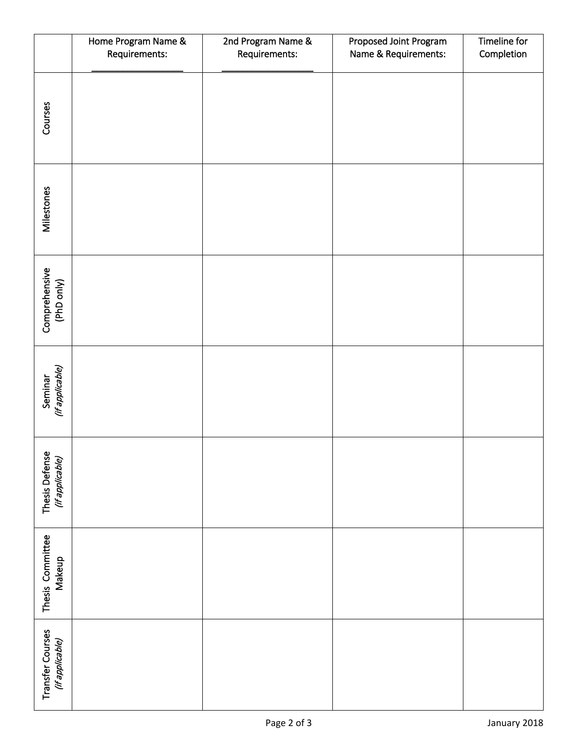| | Home Program Name & Requirements: ________________ | 2nd Program Name & Requirements: ________________ | Proposed Joint Program Name & Requirements: | Timeline for Completion |
|---|---|---|---|---|
| Courses | | | | |
| Milestones | | | | |
| Comprehensive (PhD only) | | | | |
| Seminar *(if applicable)* | | | | |
| Thesis Defense *(if applicable)* | | | | |
| Thesis Committee Makeup | | | | |
| Transfer Courses *(if applicable)* | | | | |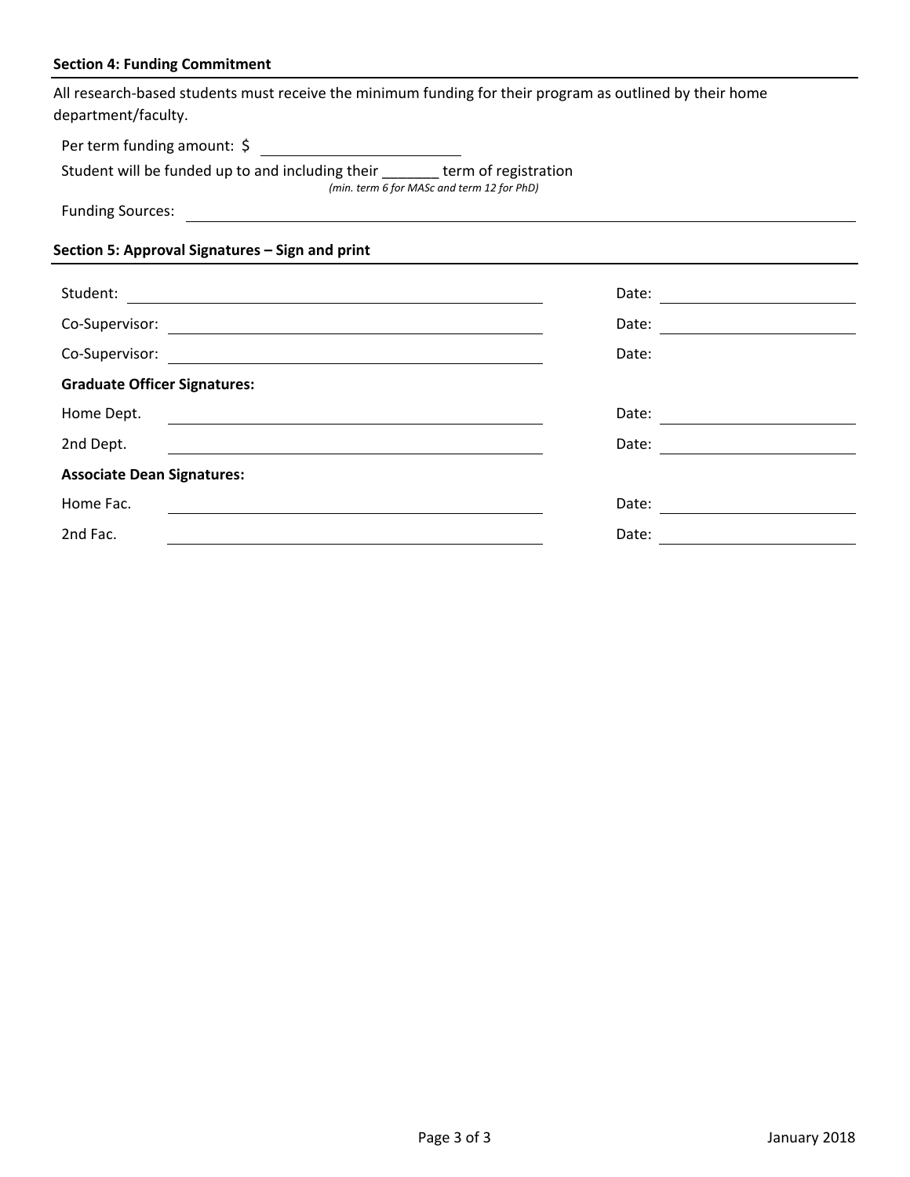### Section 4: Funding Commitment

All research-based students must receive the minimum funding for their program as outlined by their home department/faculty.

Per term funding amount: $ ____________________

Student will be funded up to and including their _______ term of registration
*(min. term 6 for MASc and term 12 for PhD)*

Funding Sources: ____________________________________________

### Section 5: Approval Signatures – Sign and print

Student: ________________________________ Date: ____________

Co-Supervisor: ________________________________ Date: ____________

Co-Supervisor: ________________________________ Date:

**Graduate Officer Signatures:**

Home Dept. ________________________________ Date: ____________

2nd Dept. ________________________________ Date: ____________

**Associate Dean Signatures:**

Home Fac. ________________________________ Date: ____________

2nd Fac. ________________________________ Date: ____________